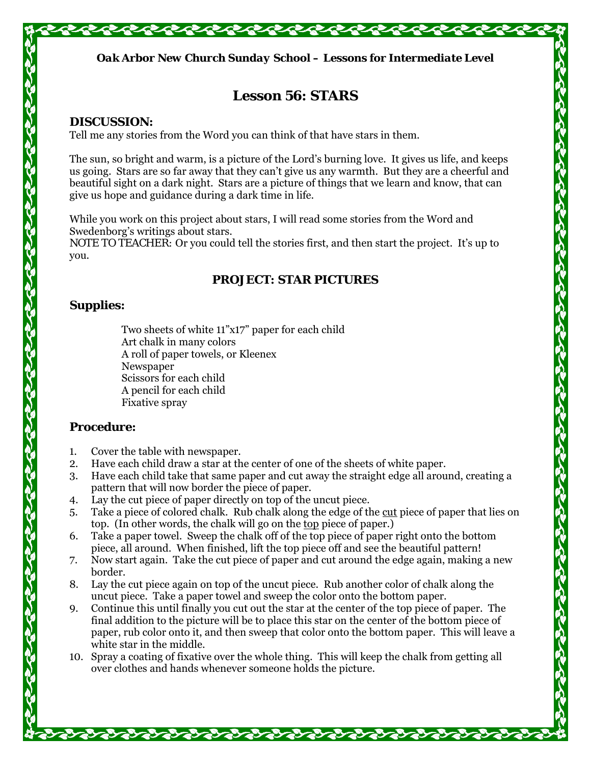***Oak Arbor New Church Sunday School – Lessons for Intermediate Level***

# Lesson 56: STARS

## DISCUSSION:

Tell me any stories from the Word you can think of that have stars in them.

The sun, so bright and warm, is a picture of the Lord's burning love. It gives us life, and keeps us going. Stars are so far away that they can't give us any warmth. But they are a cheerful and beautiful sight on a dark night. Stars are a picture of things that we learn and know, that can give us hope and guidance during a dark time in life.

While you work on this project about stars, I will read some stories from the Word and Swedenborg's writings about stars.
NOTE TO TEACHER: Or you could tell the stories first, and then start the project. It's up to you.

## PROJECT: STAR PICTURES

### Supplies:

- Two sheets of white 11"x17" paper for each child
- Art chalk in many colors
- A roll of paper towels, or Kleenex
- Newspaper
- Scissors for each child
- A pencil for each child
- Fixative spray

### Procedure:

1. Cover the table with newspaper.
2. Have each child draw a star at the center of one of the sheets of white paper.
3. Have each child take that same paper and cut away the straight edge all around, creating a pattern that will now border the piece of paper.
4. Lay the cut piece of paper directly on top of the uncut piece.
5. Take a piece of colored chalk. Rub chalk along the edge of the <u>cut</u> piece of paper that lies on top. (In other words, the chalk will go on the <u>top</u> piece of paper.)
6. Take a paper towel. Sweep the chalk off of the top piece of paper right onto the bottom piece, all around. When finished, lift the top piece off and see the beautiful pattern!
7. Now start again. Take the cut piece of paper and cut around the edge again, making a new border.
8. Lay the cut piece again on top of the uncut piece. Rub another color of chalk along the uncut piece. Take a paper towel and sweep the color onto the bottom paper.
9. Continue this until finally you cut out the star at the center of the top piece of paper. The final addition to the picture will be to place this star on the center of the bottom piece of paper, rub color onto it, and then sweep that color onto the bottom paper. This will leave a white star in the middle.
10. Spray a coating of fixative over the whole thing. This will keep the chalk from getting all over clothes and hands whenever someone holds the picture.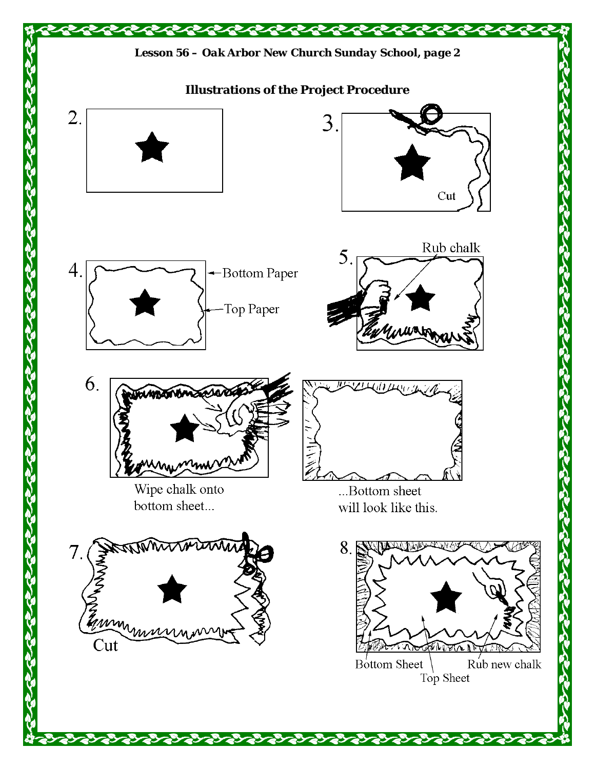Lesson 56 – Oak Arbor New Church Sunday School, page 2

## Illustrations of the Project Procedure

2.

3.

Cut

4.

Bottom Paper

Top Paper

5.

Rub chalk

6.

Wipe chalk onto bottom sheet...

...Bottom sheet will look like this.

7.

Cut

8.

Bottom Sheet

Top Sheet

Rub new chalk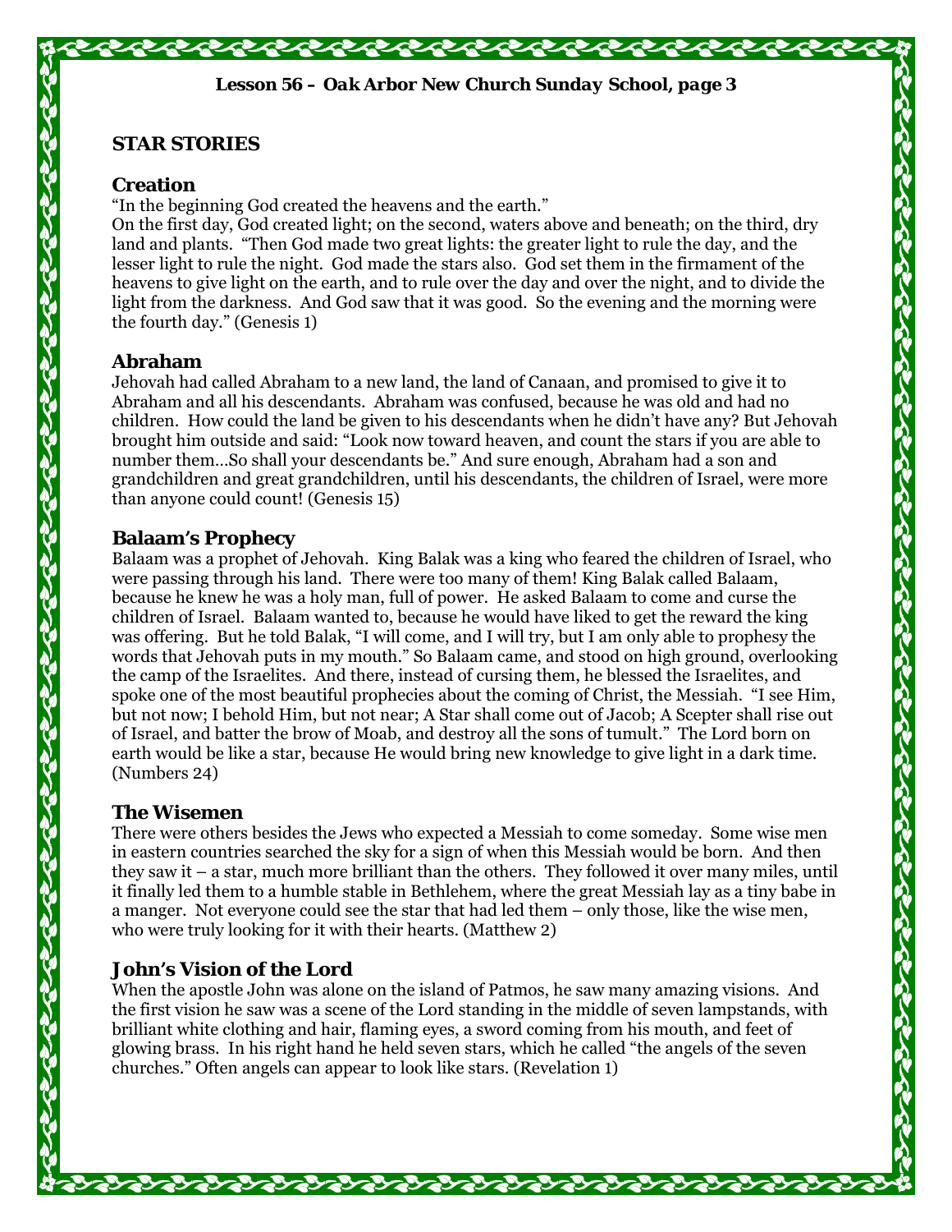## STAR STORIES

### Creation

"In the beginning God created the heavens and the earth."
On the first day, God created light; on the second, waters above and beneath; on the third, dry land and plants. "Then God made two great lights: the greater light to rule the day, and the lesser light to rule the night. God made the stars also. God set them in the firmament of the heavens to give light on the earth, and to rule over the day and over the night, and to divide the light from the darkness. And God saw that it was good. So the evening and the morning were the fourth day." (Genesis 1)

### Abraham

Jehovah had called Abraham to a new land, the land of Canaan, and promised to give it to Abraham and all his descendants. Abraham was confused, because he was old and had no children. How could the land be given to his descendants when he didn't have any? But Jehovah brought him outside and said: "Look now toward heaven, and count the stars if you are able to number them…So shall your descendants be." And sure enough, Abraham had a son and grandchildren and great grandchildren, until his descendants, the children of Israel, were more than anyone could count! (Genesis 15)

### Balaam's Prophecy

Balaam was a prophet of Jehovah. King Balak was a king who feared the children of Israel, who were passing through his land. There were too many of them! King Balak called Balaam, because he knew he was a holy man, full of power. He asked Balaam to come and curse the children of Israel. Balaam wanted to, because he would have liked to get the reward the king was offering. But he told Balak, "I will come, and I will try, but I am only able to prophesy the words that Jehovah puts in my mouth." So Balaam came, and stood on high ground, overlooking the camp of the Israelites. And there, instead of cursing them, he blessed the Israelites, and spoke one of the most beautiful prophecies about the coming of Christ, the Messiah. "I see Him, but not now; I behold Him, but not near; A Star shall come out of Jacob; A Scepter shall rise out of Israel, and batter the brow of Moab, and destroy all the sons of tumult." The Lord born on earth would be like a star, because He would bring new knowledge to give light in a dark time. (Numbers 24)

### The Wisemen

There were others besides the Jews who expected a Messiah to come someday. Some wise men in eastern countries searched the sky for a sign of when this Messiah would be born. And then they saw it – a star, much more brilliant than the others. They followed it over many miles, until it finally led them to a humble stable in Bethlehem, where the great Messiah lay as a tiny babe in a manger. Not everyone could see the star that had led them – only those, like the wise men, who were truly looking for it with their hearts. (Matthew 2)

### John's Vision of the Lord

When the apostle John was alone on the island of Patmos, he saw many amazing visions. And the first vision he saw was a scene of the Lord standing in the middle of seven lampstands, with brilliant white clothing and hair, flaming eyes, a sword coming from his mouth, and feet of glowing brass. In his right hand he held seven stars, which he called "the angels of the seven churches." Often angels can appear to look like stars. (Revelation 1)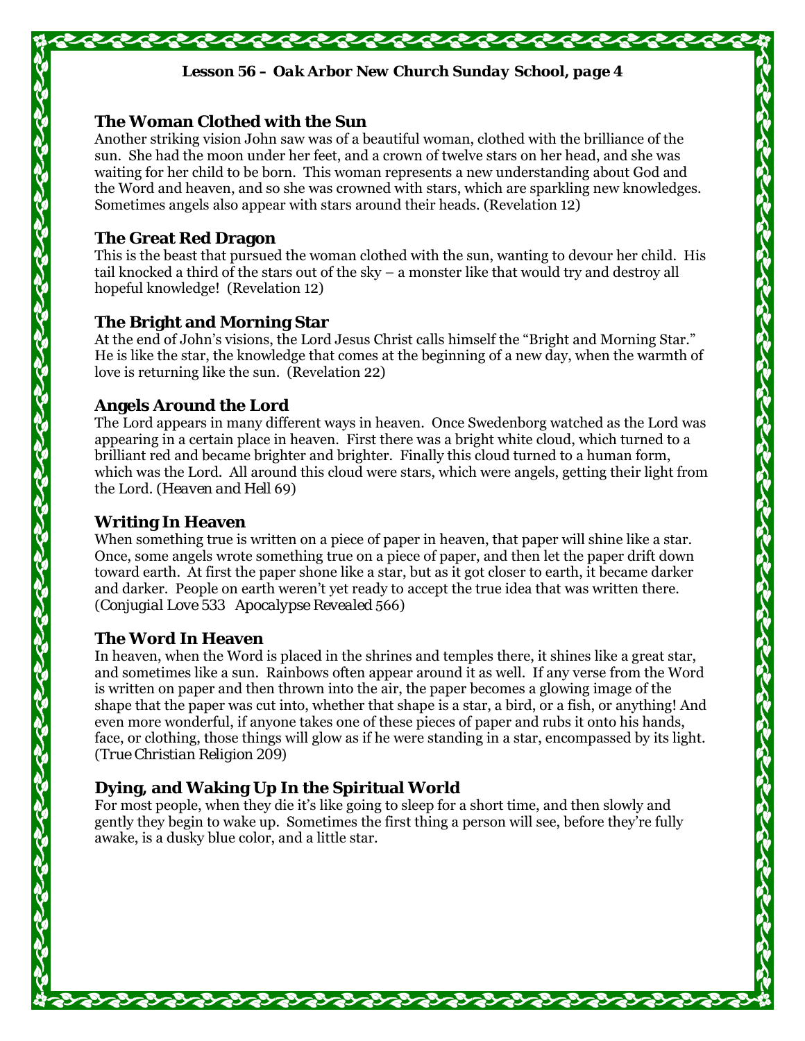### The Woman Clothed with the Sun

Another striking vision John saw was of a beautiful woman, clothed with the brilliance of the sun. She had the moon under her feet, and a crown of twelve stars on her head, and she was waiting for her child to be born. This woman represents a new understanding about God and the Word and heaven, and so she was crowned with stars, which are sparkling new knowledges. Sometimes angels also appear with stars around their heads. (Revelation 12)

### The Great Red Dragon

This is the beast that pursued the woman clothed with the sun, wanting to devour her child. His tail knocked a third of the stars out of the sky – a monster like that would try and destroy all hopeful knowledge! (Revelation 12)

### The Bright and Morning Star

At the end of John's visions, the Lord Jesus Christ calls himself the "Bright and Morning Star." He is like the star, the knowledge that comes at the beginning of a new day, when the warmth of love is returning like the sun. (Revelation 22)

### Angels Around the Lord

The Lord appears in many different ways in heaven. Once Swedenborg watched as the Lord was appearing in a certain place in heaven. First there was a bright white cloud, which turned to a brilliant red and became brighter and brighter. Finally this cloud turned to a human form, which was the Lord. All around this cloud were stars, which were angels, getting their light from the Lord. (*Heaven and Hell* 69)

### Writing In Heaven

When something true is written on a piece of paper in heaven, that paper will shine like a star. Once, some angels wrote something true on a piece of paper, and then let the paper drift down toward earth. At first the paper shone like a star, but as it got closer to earth, it became darker and darker. People on earth weren't yet ready to accept the true idea that was written there. (*Conjugial Love* 533 *Apocalypse Revealed* 566)

### The Word In Heaven

In heaven, when the Word is placed in the shrines and temples there, it shines like a great star, and sometimes like a sun. Rainbows often appear around it as well. If any verse from the Word is written on paper and then thrown into the air, the paper becomes a glowing image of the shape that the paper was cut into, whether that shape is a star, a bird, or a fish, or anything! And even more wonderful, if anyone takes one of these pieces of paper and rubs it onto his hands, face, or clothing, those things will glow as if he were standing in a star, encompassed by its light. (*True Christian Religion* 209)

### Dying, and Waking Up In the Spiritual World

For most people, when they die it's like going to sleep for a short time, and then slowly and gently they begin to wake up. Sometimes the first thing a person will see, before they're fully awake, is a dusky blue color, and a little star.